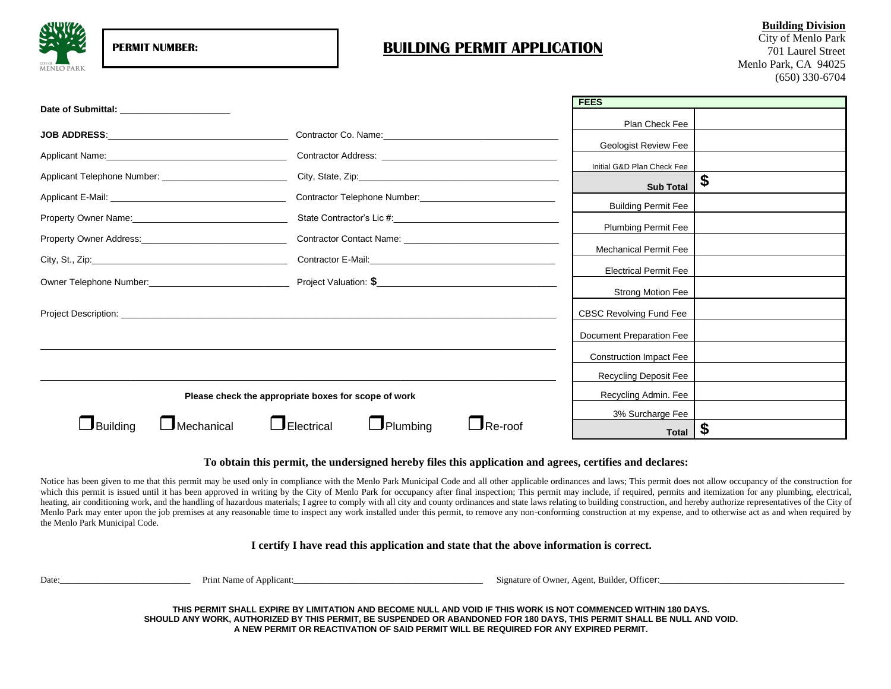**PERMIT NUMBER:**

# BUILDING PERMIT APPLICATION

**Building Division**
City of Menlo Park
701 Laurel Street
Menlo Park, CA 94025
(650) 330-6704

**Date of Submittal:** ____________________

**JOB ADDRESS**: ________________________________

Applicant Name: ________________________________

Applicant Telephone Number: ________________________________

Applicant E-Mail: ________________________________

Property Owner Name: ________________________________

Property Owner Address: ________________________________

City, St., Zip: ________________________________

Owner Telephone Number: ________________________________

Contractor Co. Name: ________________________________

Contractor Address: ________________________________

City, State, Zip: ________________________________

Contractor Telephone Number: ________________________________

State Contractor's Lic #: ________________________________

Contractor Contact Name: ________________________________

Contractor E-Mail: ________________________________

Project Valuation: **$** ________________________________

Project Description: ________________________________________________________________

________________________________________________________________________________

________________________________________________________________________________

**Please check the appropriate boxes for scope of work**

☐ Building ☐ Mechanical ☐ Electrical ☐ Plumbing ☐ Re-roof

| FEES | |
|---|---|
| Plan Check Fee | |
| Geologist Review Fee | |
| Initial G&D Plan Check Fee | |
| **Sub Total** | **$** |
| Building Permit Fee | |
| Plumbing Permit Fee | |
| Mechanical Permit Fee | |
| Electrical Permit Fee | |
| Strong Motion Fee | |
| CBSC Revolving Fund Fee | |
| Document Preparation Fee | |
| Construction Impact Fee | |
| Recycling Deposit Fee | |
| Recycling Admin. Fee | |
| 3% Surcharge Fee | |
| **Total** | **$** |

**To obtain this permit, the undersigned hereby files this application and agrees, certifies and declares:**

Notice has been given to me that this permit may be used only in compliance with the Menlo Park Municipal Code and all other applicable ordinances and laws; This permit does not allow occupancy of the construction for which this permit is issued until it has been approved in writing by the City of Menlo Park for occupancy after final inspection; This permit may include, if required, permits and itemization for any plumbing, electrical, heating, air conditioning work, and the handling of hazardous materials; I agree to comply with all city and county ordinances and state laws relating to building construction, and hereby authorize representatives of the City of Menlo Park may enter upon the job premises at any reasonable time to inspect any work installed under this permit, to remove any non-conforming construction at my expense, and to otherwise act as and when required by the Menlo Park Municipal Code.

**I certify I have read this application and state that the above information is correct.**

Date: ____________________ Print Name of Applicant: ________________________________ Signature of Owner, Agent, Builder, Officer: ________________________________

**THIS PERMIT SHALL EXPIRE BY LIMITATION AND BECOME NULL AND VOID IF THIS WORK IS NOT COMMENCED WITHIN 180 DAYS. SHOULD ANY WORK, AUTHORIZED BY THIS PERMIT, BE SUSPENDED OR ABANDONED FOR 180 DAYS, THIS PERMIT SHALL BE NULL AND VOID. A NEW PERMIT OR REACTIVATION OF SAID PERMIT WILL BE REQUIRED FOR ANY EXPIRED PERMIT.**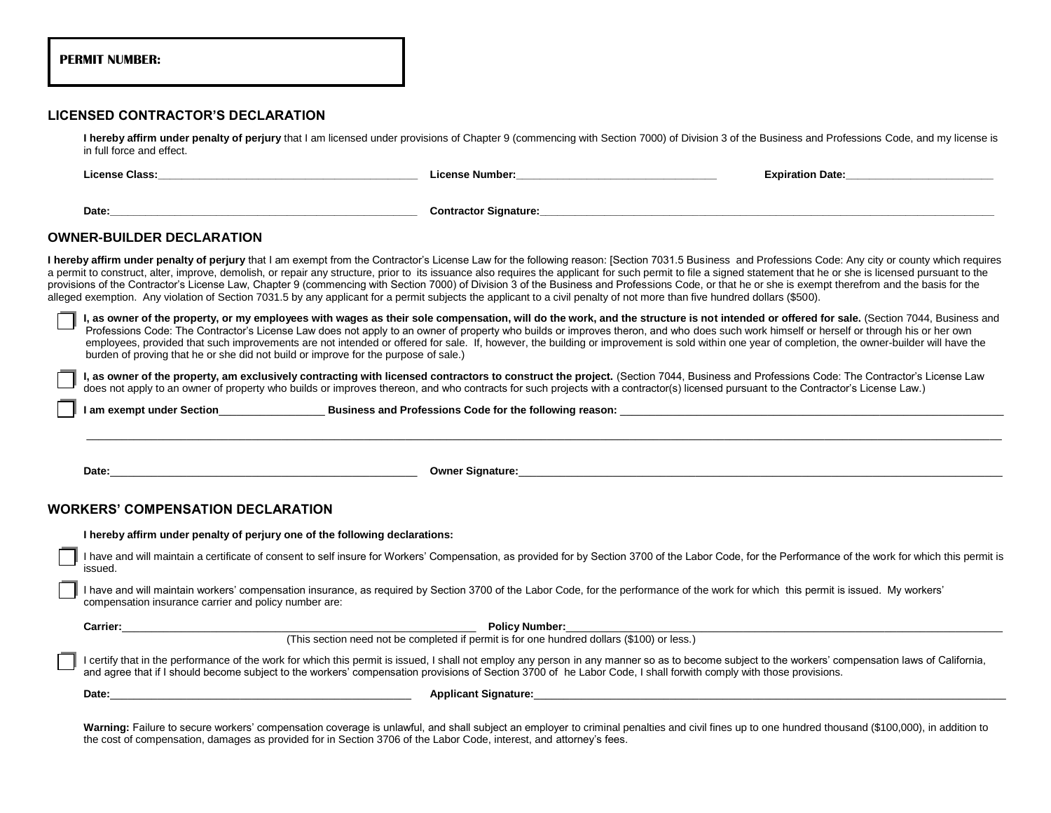**PERMIT NUMBER:**

## LICENSED CONTRACTOR'S DECLARATION

**I hereby affirm under penalty of perjury** that I am licensed under provisions of Chapter 9 (commencing with Section 7000) of Division 3 of the Business and Professions Code, and my license is in full force and effect.

**License Class:**_______________________ **License Number:**_______________________ **Expiration Date:**_______________________

**Date:**_______________________ **Contractor Signature:**_______________________

## OWNER-BUILDER DECLARATION

**I hereby affirm under penalty of perjury** that I am exempt from the Contractor's License Law for the following reason: [Section 7031.5 Business and Professions Code: Any city or county which requires a permit to construct, alter, improve, demolish, or repair any structure, prior to its issuance also requires the applicant for such permit to file a signed statement that he or she is licensed pursuant to the provisions of the Contractor's License Law, Chapter 9 (commencing with Section 7000) of Division 3 of the Business and Professions Code, or that he or she is exempt therefrom and the basis for the alleged exemption. Any violation of Section 7031.5 by any applicant for a permit subjects the applicant to a civil penalty of not more than five hundred dollars ($500).

☐ **I, as owner of the property, or my employees with wages as their sole compensation, will do the work, and the structure is not intended or offered for sale.** (Section 7044, Business and Professions Code: The Contractor's License Law does not apply to an owner of property who builds or improves theron, and who does such work himself or herself or through his or her own employees, provided that such improvements are not intended or offered for sale. If, however, the building or improvement is sold within one year of completion, the owner-builder will have the burden of proving that he or she did not build or improve for the purpose of sale.)

☐ **I, as owner of the property, am exclusively contracting with licensed contractors to construct the project.** (Section 7044, Business and Professions Code: The Contractor's License Law does not apply to an owner of property who builds or improves thereon, and who contracts for such projects with a contractor(s) licensed pursuant to the Contractor's License Law.)

☐ **I am exempt under Section**_________________ **Business and Professions Code for the following reason:** _______________________

_______________________________________________________________________________

**Date:**_______________________ **Owner Signature:**_______________________

## WORKERS' COMPENSATION DECLARATION

**I hereby affirm under penalty of perjury one of the following declarations:**

☐ I have and will maintain a certificate of consent to self insure for Workers' Compensation, as provided for by Section 3700 of the Labor Code, for the Performance of the work for which this permit is issued.

☐ I have and will maintain workers' compensation insurance, as required by Section 3700 of the Labor Code, for the performance of the work for which this permit is issued. My workers' compensation insurance carrier and policy number are:

**Carrier:**_______________________ **Policy Number:**_______________________

(This section need not be completed if permit is for one hundred dollars ($100) or less.)

☐ I certify that in the performance of the work for which this permit is issued, I shall not employ any person in any manner so as to become subject to the workers' compensation laws of California, and agree that if I should become subject to the workers' compensation provisions of Section 3700 of he Labor Code, I shall forwith comply with those provisions.

**Date:**_______________________ **Applicant Signature:**_______________________

**Warning:** Failure to secure workers' compensation coverage is unlawful, and shall subject an employer to criminal penalties and civil fines up to one hundred thousand ($100,000), in addition to the cost of compensation, damages as provided for in Section 3706 of the Labor Code, interest, and attorney's fees.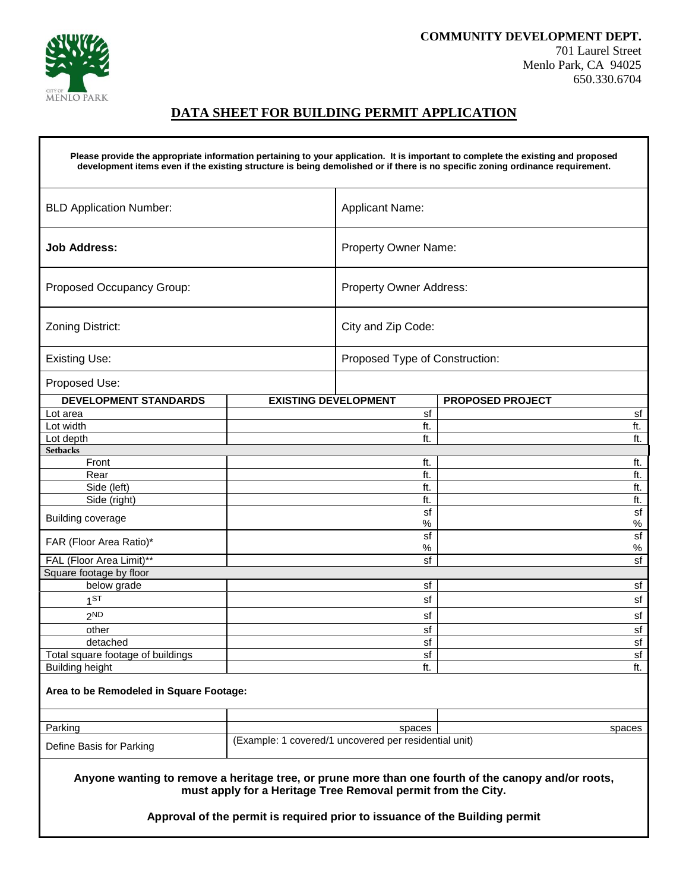**COMMUNITY DEVELOPMENT DEPT.**
701 Laurel Street
Menlo Park, CA 94025
650.330.6704

# DATA SHEET FOR BUILDING PERMIT APPLICATION

**Please provide the appropriate information pertaining to your application. It is important to complete the existing and proposed development items even if the existing structure is being demolished or if there is no specific zoning ordinance requirement.**

| | |
|---|---|
| BLD Application Number: | Applicant Name: |
| **Job Address:** | Property Owner Name: |
| Proposed Occupancy Group: | Property Owner Address: |
| Zoning District: | City and Zip Code: |
| Existing Use: | Proposed Type of Construction: |
| Proposed Use: | |

| DEVELOPMENT STANDARDS | EXISTING DEVELOPMENT | PROPOSED PROJECT |
|---|---|---|
| Lot area | sf | sf |
| Lot width | ft. | ft. |
| Lot depth | ft. | ft. |
| **Setbacks** | | |
| Front | ft. | ft. |
| Rear | ft. | ft. |
| Side (left) | ft. | ft. |
| Side (right) | ft. | ft. |
| Building coverage | sf<br>% | sf<br>% |
| FAR (Floor Area Ratio)* | sf<br>% | sf<br>% |
| FAL (Floor Area Limit)** | sf | sf |
| Square footage by floor | | |
| below grade | sf | sf |
| 1ST | sf | sf |
| 2ND | sf | sf |
| other | sf | sf |
| detached | sf | sf |
| Total square footage of buildings | sf | sf |
| Building height | ft. | ft. |
| **Area to be Remodeled in Square Footage:** | | |
| | | |
| Parking | spaces | spaces |
| Define Basis for Parking | (Example: 1 covered/1 uncovered per residential unit) | |

**Anyone wanting to remove a heritage tree, or prune more than one fourth of the canopy and/or roots, must apply for a Heritage Tree Removal permit from the City.**

**Approval of the permit is required prior to issuance of the Building permit**